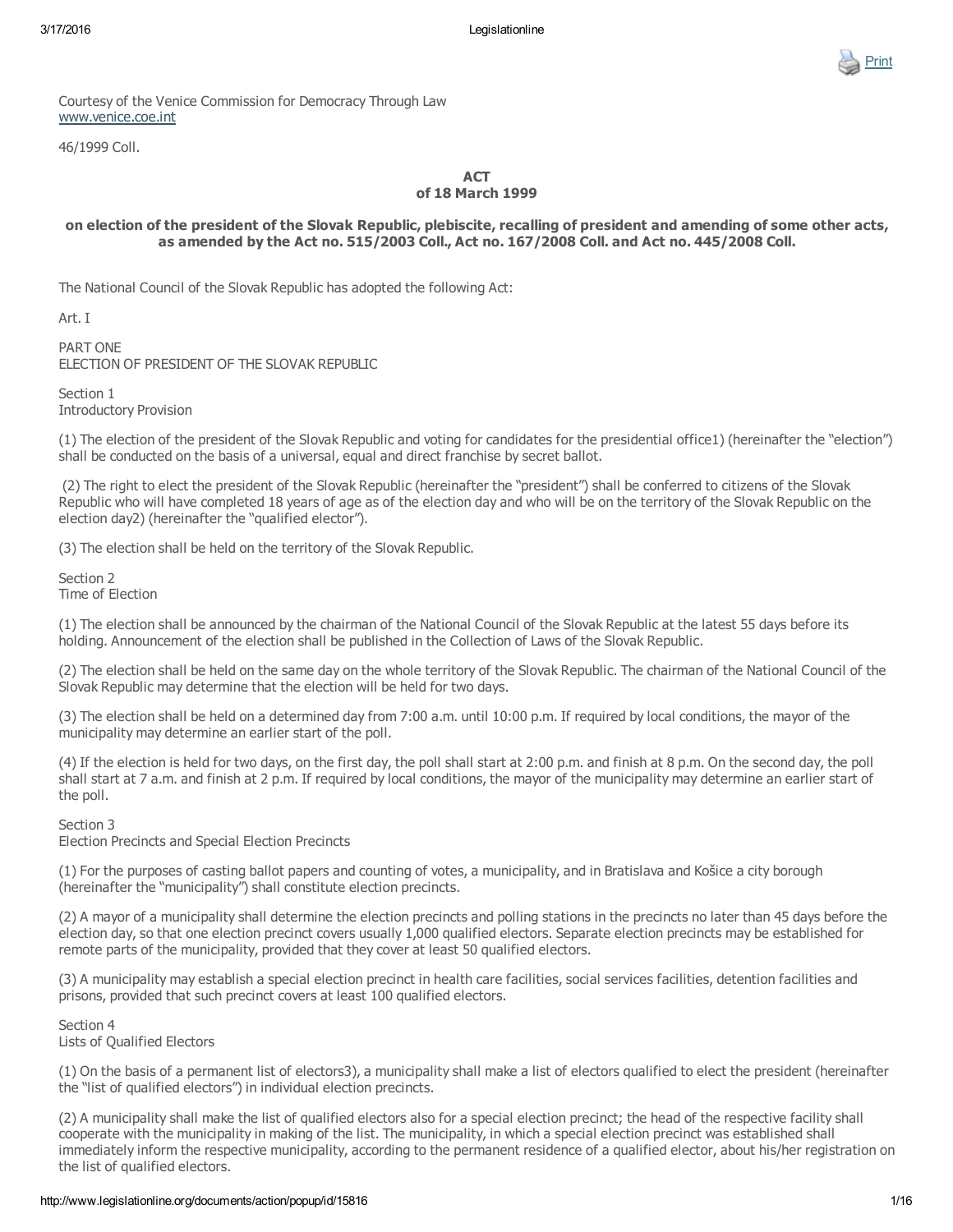Courtesy of the Venice Commission for Democracy Through Law
www.venice.coe.int

46/1999 Coll.

# ACT
# of 18 March 1999

## on election of the president of the Slovak Republic, plebiscite, recalling of president and amending of some other acts, as amended by the Act no. 515/2003 Coll., Act no. 167/2008 Coll. and Act no. 445/2008 Coll.

The National Council of the Slovak Republic has adopted the following Act:

Art. I

PART ONE
ELECTION OF PRESIDENT OF THE SLOVAK REPUBLIC

Section 1
Introductory Provision

(1) The election of the president of the Slovak Republic and voting for candidates for the presidential office1) (hereinafter the "election") shall be conducted on the basis of a universal, equal and direct franchise by secret ballot.

(2) The right to elect the president of the Slovak Republic (hereinafter the "president") shall be conferred to citizens of the Slovak Republic who will have completed 18 years of age as of the election day and who will be on the territory of the Slovak Republic on the election day2) (hereinafter the "qualified elector").

(3) The election shall be held on the territory of the Slovak Republic.

Section 2
Time of Election

(1) The election shall be announced by the chairman of the National Council of the Slovak Republic at the latest 55 days before its holding. Announcement of the election shall be published in the Collection of Laws of the Slovak Republic.

(2) The election shall be held on the same day on the whole territory of the Slovak Republic. The chairman of the National Council of the Slovak Republic may determine that the election will be held for two days.

(3) The election shall be held on a determined day from 7:00 a.m. until 10:00 p.m. If required by local conditions, the mayor of the municipality may determine an earlier start of the poll.

(4) If the election is held for two days, on the first day, the poll shall start at 2:00 p.m. and finish at 8 p.m. On the second day, the poll shall start at 7 a.m. and finish at 2 p.m. If required by local conditions, the mayor of the municipality may determine an earlier start of the poll.

Section 3
Election Precincts and Special Election Precincts

(1) For the purposes of casting ballot papers and counting of votes, a municipality, and in Bratislava and Košice a city borough (hereinafter the "municipality") shall constitute election precincts.

(2) A mayor of a municipality shall determine the election precincts and polling stations in the precincts no later than 45 days before the election day, so that one election precinct covers usually 1,000 qualified electors. Separate election precincts may be established for remote parts of the municipality, provided that they cover at least 50 qualified electors.

(3) A municipality may establish a special election precinct in health care facilities, social services facilities, detention facilities and prisons, provided that such precinct covers at least 100 qualified electors.

Section 4
Lists of Qualified Electors

(1) On the basis of a permanent list of electors3), a municipality shall make a list of electors qualified to elect the president (hereinafter the "list of qualified electors") in individual election precincts.

(2) A municipality shall make the list of qualified electors also for a special election precinct; the head of the respective facility shall cooperate with the municipality in making of the list. The municipality, in which a special election precinct was established shall immediately inform the respective municipality, according to the permanent residence of a qualified elector, about his/her registration on the list of qualified electors.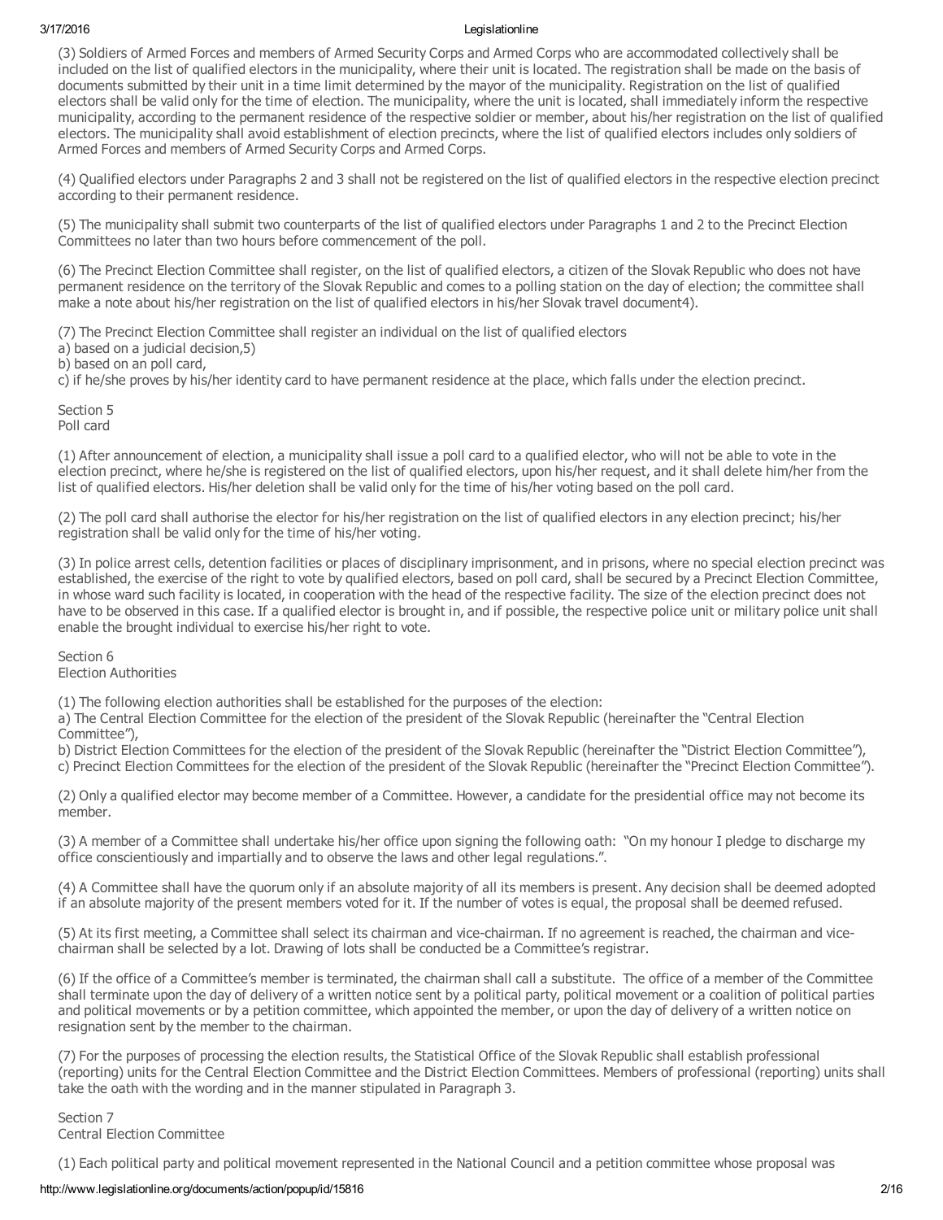(3) Soldiers of Armed Forces and members of Armed Security Corps and Armed Corps who are accommodated collectively shall be included on the list of qualified electors in the municipality, where their unit is located. The registration shall be made on the basis of documents submitted by their unit in a time limit determined by the mayor of the municipality. Registration on the list of qualified electors shall be valid only for the time of election. The municipality, where the unit is located, shall immediately inform the respective municipality, according to the permanent residence of the respective soldier or member, about his/her registration on the list of qualified electors. The municipality shall avoid establishment of election precincts, where the list of qualified electors includes only soldiers of Armed Forces and members of Armed Security Corps and Armed Corps.

(4) Qualified electors under Paragraphs 2 and 3 shall not be registered on the list of qualified electors in the respective election precinct according to their permanent residence.

(5) The municipality shall submit two counterparts of the list of qualified electors under Paragraphs 1 and 2 to the Precinct Election Committees no later than two hours before commencement of the poll.

(6) The Precinct Election Committee shall register, on the list of qualified electors, a citizen of the Slovak Republic who does not have permanent residence on the territory of the Slovak Republic and comes to a polling station on the day of election; the committee shall make a note about his/her registration on the list of qualified electors in his/her Slovak travel document4).

(7) The Precinct Election Committee shall register an individual on the list of qualified electors
a) based on a judicial decision,5)
b) based on an poll card,
c) if he/she proves by his/her identity card to have permanent residence at the place, which falls under the election precinct.

Section 5
Poll card

(1) After announcement of election, a municipality shall issue a poll card to a qualified elector, who will not be able to vote in the election precinct, where he/she is registered on the list of qualified electors, upon his/her request, and it shall delete him/her from the list of qualified electors. His/her deletion shall be valid only for the time of his/her voting based on the poll card.

(2) The poll card shall authorise the elector for his/her registration on the list of qualified electors in any election precinct; his/her registration shall be valid only for the time of his/her voting.

(3) In police arrest cells, detention facilities or places of disciplinary imprisonment, and in prisons, where no special election precinct was established, the exercise of the right to vote by qualified electors, based on poll card, shall be secured by a Precinct Election Committee, in whose ward such facility is located, in cooperation with the head of the respective facility. The size of the election precinct does not have to be observed in this case. If a qualified elector is brought in, and if possible, the respective police unit or military police unit shall enable the brought individual to exercise his/her right to vote.

Section 6
Election Authorities

(1) The following election authorities shall be established for the purposes of the election:
a) The Central Election Committee for the election of the president of the Slovak Republic (hereinafter the "Central Election Committee"),
b) District Election Committees for the election of the president of the Slovak Republic (hereinafter the "District Election Committee"),
c) Precinct Election Committees for the election of the president of the Slovak Republic (hereinafter the "Precinct Election Committee").

(2) Only a qualified elector may become member of a Committee. However, a candidate for the presidential office may not become its member.

(3) A member of a Committee shall undertake his/her office upon signing the following oath: "On my honour I pledge to discharge my office conscientiously and impartially and to observe the laws and other legal regulations.".

(4) A Committee shall have the quorum only if an absolute majority of all its members is present. Any decision shall be deemed adopted if an absolute majority of the present members voted for it. If the number of votes is equal, the proposal shall be deemed refused.

(5) At its first meeting, a Committee shall select its chairman and vice-chairman. If no agreement is reached, the chairman and vice-chairman shall be selected by a lot. Drawing of lots shall be conducted be a Committee's registrar.

(6) If the office of a Committee's member is terminated, the chairman shall call a substitute. The office of a member of the Committee shall terminate upon the day of delivery of a written notice sent by a political party, political movement or a coalition of political parties and political movements or by a petition committee, which appointed the member, or upon the day of delivery of a written notice on resignation sent by the member to the chairman.

(7) For the purposes of processing the election results, the Statistical Office of the Slovak Republic shall establish professional (reporting) units for the Central Election Committee and the District Election Committees. Members of professional (reporting) units shall take the oath with the wording and in the manner stipulated in Paragraph 3.

Section 7
Central Election Committee

(1) Each political party and political movement represented in the National Council and a petition committee whose proposal was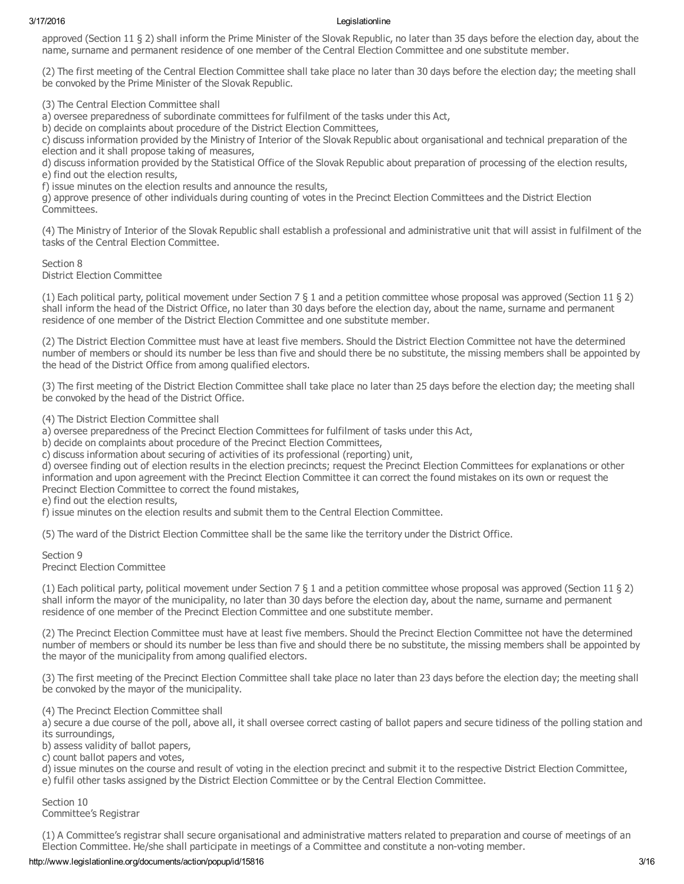approved (Section 11 § 2) shall inform the Prime Minister of the Slovak Republic, no later than 35 days before the election day, about the name, surname and permanent residence of one member of the Central Election Committee and one substitute member.

(2) The first meeting of the Central Election Committee shall take place no later than 30 days before the election day; the meeting shall be convoked by the Prime Minister of the Slovak Republic.

(3) The Central Election Committee shall

a) oversee preparedness of subordinate committees for fulfilment of the tasks under this Act,
b) decide on complaints about procedure of the District Election Committees,
c) discuss information provided by the Ministry of Interior of the Slovak Republic about organisational and technical preparation of the election and it shall propose taking of measures,
d) discuss information provided by the Statistical Office of the Slovak Republic about preparation of processing of the election results,
e) find out the election results,
f) issue minutes on the election results and announce the results,
g) approve presence of other individuals during counting of votes in the Precinct Election Committees and the District Election Committees.

(4) The Ministry of Interior of the Slovak Republic shall establish a professional and administrative unit that will assist in fulfilment of the tasks of the Central Election Committee.

## Section 8
## District Election Committee

(1) Each political party, political movement under Section 7 § 1 and a petition committee whose proposal was approved (Section 11 § 2) shall inform the head of the District Office, no later than 30 days before the election day, about the name, surname and permanent residence of one member of the District Election Committee and one substitute member.

(2) The District Election Committee must have at least five members. Should the District Election Committee not have the determined number of members or should its number be less than five and should there be no substitute, the missing members shall be appointed by the head of the District Office from among qualified electors.

(3) The first meeting of the District Election Committee shall take place no later than 25 days before the election day; the meeting shall be convoked by the head of the District Office.

(4) The District Election Committee shall

a) oversee preparedness of the Precinct Election Committees for fulfilment of tasks under this Act,
b) decide on complaints about procedure of the Precinct Election Committees,
c) discuss information about securing of activities of its professional (reporting) unit,
d) oversee finding out of election results in the election precincts; request the Precinct Election Committees for explanations or other information and upon agreement with the Precinct Election Committee it can correct the found mistakes on its own or request the Precinct Election Committee to correct the found mistakes,
e) find out the election results,
f) issue minutes on the election results and submit them to the Central Election Committee.

(5) The ward of the District Election Committee shall be the same like the territory under the District Office.

## Section 9
## Precinct Election Committee

(1) Each political party, political movement under Section 7 § 1 and a petition committee whose proposal was approved (Section 11 § 2) shall inform the mayor of the municipality, no later than 30 days before the election day, about the name, surname and permanent residence of one member of the Precinct Election Committee and one substitute member.

(2) The Precinct Election Committee must have at least five members. Should the Precinct Election Committee not have the determined number of members or should its number be less than five and should there be no substitute, the missing members shall be appointed by the mayor of the municipality from among qualified electors.

(3) The first meeting of the Precinct Election Committee shall take place no later than 23 days before the election day; the meeting shall be convoked by the mayor of the municipality.

(4) The Precinct Election Committee shall

a) secure a due course of the poll, above all, it shall oversee correct casting of ballot papers and secure tidiness of the polling station and its surroundings,
b) assess validity of ballot papers,
c) count ballot papers and votes,
d) issue minutes on the course and result of voting in the election precinct and submit it to the respective District Election Committee,
e) fulfil other tasks assigned by the District Election Committee or by the Central Election Committee.

## Section 10
## Committee's Registrar

(1) A Committee's registrar shall secure organisational and administrative matters related to preparation and course of meetings of an Election Committee. He/she shall participate in meetings of a Committee and constitute a non-voting member.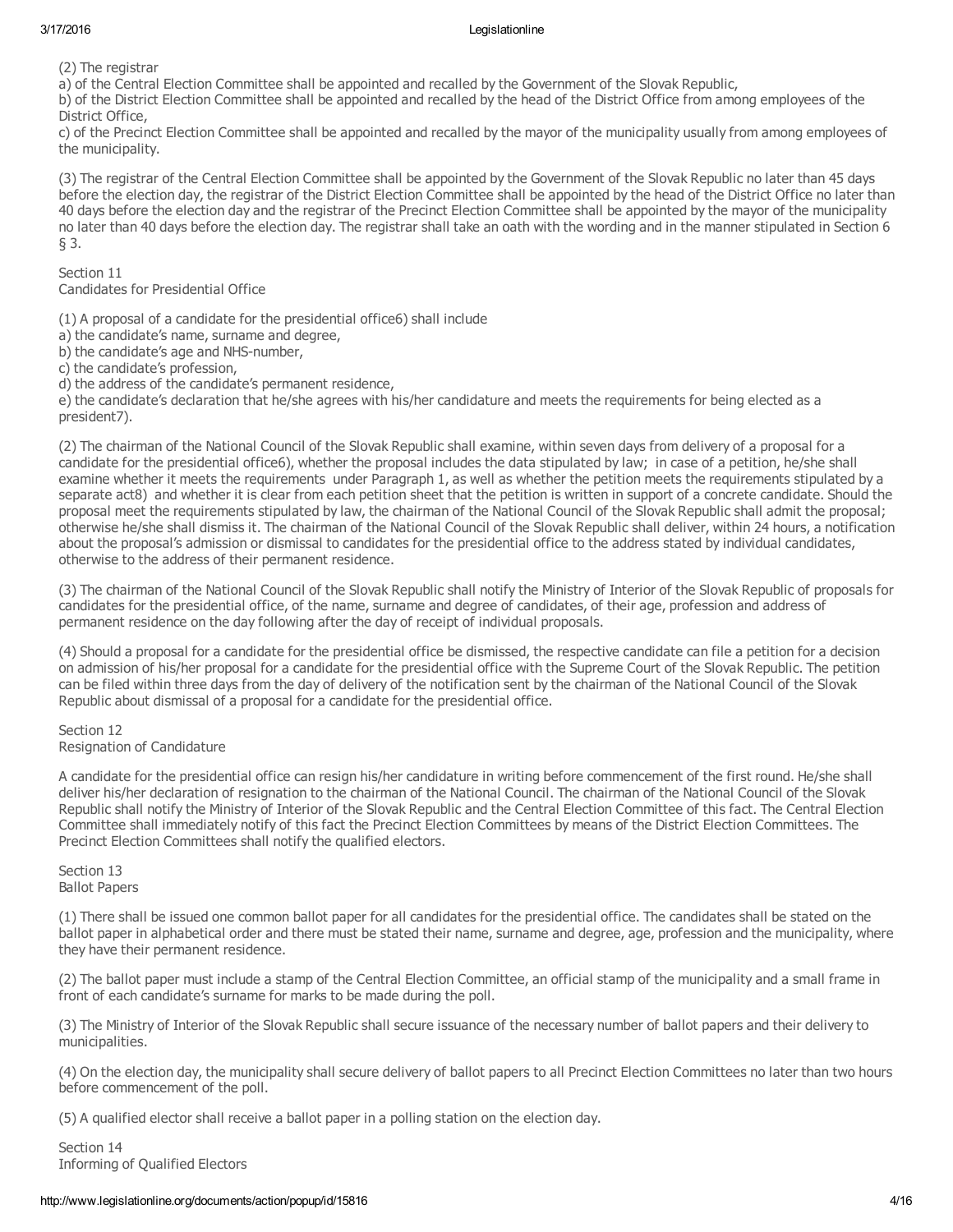(2) The registrar

a) of the Central Election Committee shall be appointed and recalled by the Government of the Slovak Republic,

b) of the District Election Committee shall be appointed and recalled by the head of the District Office from among employees of the District Office,

c) of the Precinct Election Committee shall be appointed and recalled by the mayor of the municipality usually from among employees of the municipality.

(3) The registrar of the Central Election Committee shall be appointed by the Government of the Slovak Republic no later than 45 days before the election day, the registrar of the District Election Committee shall be appointed by the head of the District Office no later than 40 days before the election day and the registrar of the Precinct Election Committee shall be appointed by the mayor of the municipality no later than 40 days before the election day. The registrar shall take an oath with the wording and in the manner stipulated in Section 6 § 3.

Section 11
Candidates for Presidential Office

(1) A proposal of a candidate for the presidential office6) shall include

a) the candidate's name, surname and degree,

b) the candidate's age and NHS-number,

c) the candidate's profession,

d) the address of the candidate's permanent residence,

e) the candidate's declaration that he/she agrees with his/her candidature and meets the requirements for being elected as a president7).

(2) The chairman of the National Council of the Slovak Republic shall examine, within seven days from delivery of a proposal for a candidate for the presidential office6), whether the proposal includes the data stipulated by law; in case of a petition, he/she shall examine whether it meets the requirements under Paragraph 1, as well as whether the petition meets the requirements stipulated by a separate act8) and whether it is clear from each petition sheet that the petition is written in support of a concrete candidate. Should the proposal meet the requirements stipulated by law, the chairman of the National Council of the Slovak Republic shall admit the proposal; otherwise he/she shall dismiss it. The chairman of the National Council of the Slovak Republic shall deliver, within 24 hours, a notification about the proposal's admission or dismissal to candidates for the presidential office to the address stated by individual candidates, otherwise to the address of their permanent residence.

(3) The chairman of the National Council of the Slovak Republic shall notify the Ministry of Interior of the Slovak Republic of proposals for candidates for the presidential office, of the name, surname and degree of candidates, of their age, profession and address of permanent residence on the day following after the day of receipt of individual proposals.

(4) Should a proposal for a candidate for the presidential office be dismissed, the respective candidate can file a petition for a decision on admission of his/her proposal for a candidate for the presidential office with the Supreme Court of the Slovak Republic. The petition can be filed within three days from the day of delivery of the notification sent by the chairman of the National Council of the Slovak Republic about dismissal of a proposal for a candidate for the presidential office.

Section 12
Resignation of Candidature

A candidate for the presidential office can resign his/her candidature in writing before commencement of the first round. He/she shall deliver his/her declaration of resignation to the chairman of the National Council. The chairman of the National Council of the Slovak Republic shall notify the Ministry of Interior of the Slovak Republic and the Central Election Committee of this fact. The Central Election Committee shall immediately notify of this fact the Precinct Election Committees by means of the District Election Committees. The Precinct Election Committees shall notify the qualified electors.

Section 13
Ballot Papers

(1) There shall be issued one common ballot paper for all candidates for the presidential office. The candidates shall be stated on the ballot paper in alphabetical order and there must be stated their name, surname and degree, age, profession and the municipality, where they have their permanent residence.

(2) The ballot paper must include a stamp of the Central Election Committee, an official stamp of the municipality and a small frame in front of each candidate's surname for marks to be made during the poll.

(3) The Ministry of Interior of the Slovak Republic shall secure issuance of the necessary number of ballot papers and their delivery to municipalities.

(4) On the election day, the municipality shall secure delivery of ballot papers to all Precinct Election Committees no later than two hours before commencement of the poll.

(5) A qualified elector shall receive a ballot paper in a polling station on the election day.

Section 14
Informing of Qualified Electors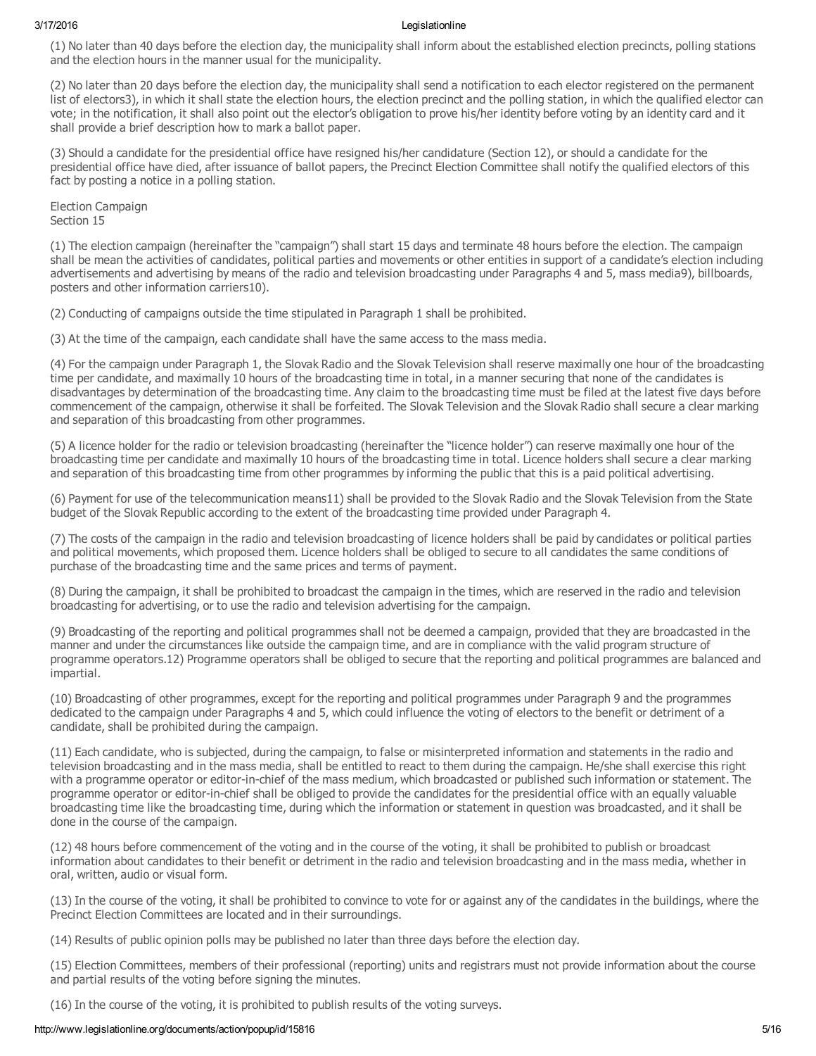(1) No later than 40 days before the election day, the municipality shall inform about the established election precincts, polling stations and the election hours in the manner usual for the municipality.

(2) No later than 20 days before the election day, the municipality shall send a notification to each elector registered on the permanent list of electors3), in which it shall state the election hours, the election precinct and the polling station, in which the qualified elector can vote; in the notification, it shall also point out the elector's obligation to prove his/her identity before voting by an identity card and it shall provide a brief description how to mark a ballot paper.

(3) Should a candidate for the presidential office have resigned his/her candidature (Section 12), or should a candidate for the presidential office have died, after issuance of ballot papers, the Precinct Election Committee shall notify the qualified electors of this fact by posting a notice in a polling station.

Election Campaign
Section 15

(1) The election campaign (hereinafter the "campaign") shall start 15 days and terminate 48 hours before the election. The campaign shall be mean the activities of candidates, political parties and movements or other entities in support of a candidate's election including advertisements and advertising by means of the radio and television broadcasting under Paragraphs 4 and 5, mass media9), billboards, posters and other information carriers10).

(2) Conducting of campaigns outside the time stipulated in Paragraph 1 shall be prohibited.

(3) At the time of the campaign, each candidate shall have the same access to the mass media.

(4) For the campaign under Paragraph 1, the Slovak Radio and the Slovak Television shall reserve maximally one hour of the broadcasting time per candidate, and maximally 10 hours of the broadcasting time in total, in a manner securing that none of the candidates is disadvantages by determination of the broadcasting time. Any claim to the broadcasting time must be filed at the latest five days before commencement of the campaign, otherwise it shall be forfeited. The Slovak Television and the Slovak Radio shall secure a clear marking and separation of this broadcasting from other programmes.

(5) A licence holder for the radio or television broadcasting (hereinafter the "licence holder") can reserve maximally one hour of the broadcasting time per candidate and maximally 10 hours of the broadcasting time in total. Licence holders shall secure a clear marking and separation of this broadcasting time from other programmes by informing the public that this is a paid political advertising.

(6) Payment for use of the telecommunication means11) shall be provided to the Slovak Radio and the Slovak Television from the State budget of the Slovak Republic according to the extent of the broadcasting time provided under Paragraph 4.

(7) The costs of the campaign in the radio and television broadcasting of licence holders shall be paid by candidates or political parties and political movements, which proposed them. Licence holders shall be obliged to secure to all candidates the same conditions of purchase of the broadcasting time and the same prices and terms of payment.

(8) During the campaign, it shall be prohibited to broadcast the campaign in the times, which are reserved in the radio and television broadcasting for advertising, or to use the radio and television advertising for the campaign.

(9) Broadcasting of the reporting and political programmes shall not be deemed a campaign, provided that they are broadcasted in the manner and under the circumstances like outside the campaign time, and are in compliance with the valid program structure of programme operators.12) Programme operators shall be obliged to secure that the reporting and political programmes are balanced and impartial.

(10) Broadcasting of other programmes, except for the reporting and political programmes under Paragraph 9 and the programmes dedicated to the campaign under Paragraphs 4 and 5, which could influence the voting of electors to the benefit or detriment of a candidate, shall be prohibited during the campaign.

(11) Each candidate, who is subjected, during the campaign, to false or misinterpreted information and statements in the radio and television broadcasting and in the mass media, shall be entitled to react to them during the campaign. He/she shall exercise this right with a programme operator or editor-in-chief of the mass medium, which broadcasted or published such information or statement. The programme operator or editor-in-chief shall be obliged to provide the candidates for the presidential office with an equally valuable broadcasting time like the broadcasting time, during which the information or statement in question was broadcasted, and it shall be done in the course of the campaign.

(12) 48 hours before commencement of the voting and in the course of the voting, it shall be prohibited to publish or broadcast information about candidates to their benefit or detriment in the radio and television broadcasting and in the mass media, whether in oral, written, audio or visual form.

(13) In the course of the voting, it shall be prohibited to convince to vote for or against any of the candidates in the buildings, where the Precinct Election Committees are located and in their surroundings.

(14) Results of public opinion polls may be published no later than three days before the election day.

(15) Election Committees, members of their professional (reporting) units and registrars must not provide information about the course and partial results of the voting before signing the minutes.

(16) In the course of the voting, it is prohibited to publish results of the voting surveys.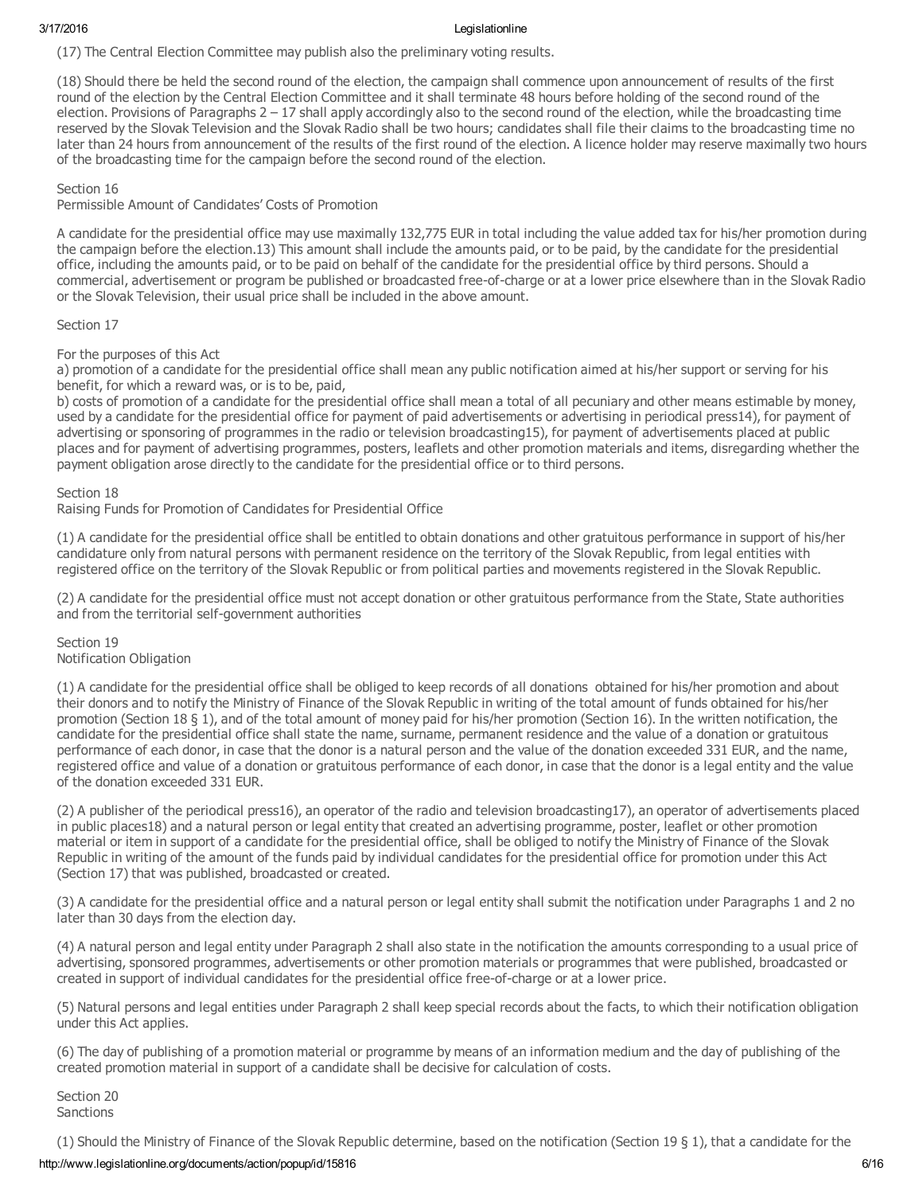(17) The Central Election Committee may publish also the preliminary voting results.

(18) Should there be held the second round of the election, the campaign shall commence upon announcement of results of the first round of the election by the Central Election Committee and it shall terminate 48 hours before holding of the second round of the election. Provisions of Paragraphs 2 – 17 shall apply accordingly also to the second round of the election, while the broadcasting time reserved by the Slovak Television and the Slovak Radio shall be two hours; candidates shall file their claims to the broadcasting time no later than 24 hours from announcement of the results of the first round of the election. A licence holder may reserve maximally two hours of the broadcasting time for the campaign before the second round of the election.

Section 16
Permissible Amount of Candidates' Costs of Promotion

A candidate for the presidential office may use maximally 132,775 EUR in total including the value added tax for his/her promotion during the campaign before the election.13) This amount shall include the amounts paid, or to be paid, by the candidate for the presidential office, including the amounts paid, or to be paid on behalf of the candidate for the presidential office by third persons. Should a commercial, advertisement or program be published or broadcasted free-of-charge or at a lower price elsewhere than in the Slovak Radio or the Slovak Television, their usual price shall be included in the above amount.

Section 17

For the purposes of this Act
a) promotion of a candidate for the presidential office shall mean any public notification aimed at his/her support or serving for his benefit, for which a reward was, or is to be, paid,
b) costs of promotion of a candidate for the presidential office shall mean a total of all pecuniary and other means estimable by money, used by a candidate for the presidential office for payment of paid advertisements or advertising in periodical press14), for payment of advertising or sponsoring of programmes in the radio or television broadcasting15), for payment of advertisements placed at public places and for payment of advertising programmes, posters, leaflets and other promotion materials and items, disregarding whether the payment obligation arose directly to the candidate for the presidential office or to third persons.

Section 18
Raising Funds for Promotion of Candidates for Presidential Office

(1) A candidate for the presidential office shall be entitled to obtain donations and other gratuitous performance in support of his/her candidature only from natural persons with permanent residence on the territory of the Slovak Republic, from legal entities with registered office on the territory of the Slovak Republic or from political parties and movements registered in the Slovak Republic.

(2) A candidate for the presidential office must not accept donation or other gratuitous performance from the State, State authorities and from the territorial self-government authorities

Section 19
Notification Obligation

(1) A candidate for the presidential office shall be obliged to keep records of all donations obtained for his/her promotion and about their donors and to notify the Ministry of Finance of the Slovak Republic in writing of the total amount of funds obtained for his/her promotion (Section 18 § 1), and of the total amount of money paid for his/her promotion (Section 16). In the written notification, the candidate for the presidential office shall state the name, surname, permanent residence and the value of a donation or gratuitous performance of each donor, in case that the donor is a natural person and the value of the donation exceeded 331 EUR, and the name, registered office and value of a donation or gratuitous performance of each donor, in case that the donor is a legal entity and the value of the donation exceeded 331 EUR.

(2) A publisher of the periodical press16), an operator of the radio and television broadcasting17), an operator of advertisements placed in public places18) and a natural person or legal entity that created an advertising programme, poster, leaflet or other promotion material or item in support of a candidate for the presidential office, shall be obliged to notify the Ministry of Finance of the Slovak Republic in writing of the amount of the funds paid by individual candidates for the presidential office for promotion under this Act (Section 17) that was published, broadcasted or created.

(3) A candidate for the presidential office and a natural person or legal entity shall submit the notification under Paragraphs 1 and 2 no later than 30 days from the election day.

(4) A natural person and legal entity under Paragraph 2 shall also state in the notification the amounts corresponding to a usual price of advertising, sponsored programmes, advertisements or other promotion materials or programmes that were published, broadcasted or created in support of individual candidates for the presidential office free-of-charge or at a lower price.

(5) Natural persons and legal entities under Paragraph 2 shall keep special records about the facts, to which their notification obligation under this Act applies.

(6) The day of publishing of a promotion material or programme by means of an information medium and the day of publishing of the created promotion material in support of a candidate shall be decisive for calculation of costs.

Section 20
Sanctions

(1) Should the Ministry of Finance of the Slovak Republic determine, based on the notification (Section 19 § 1), that a candidate for the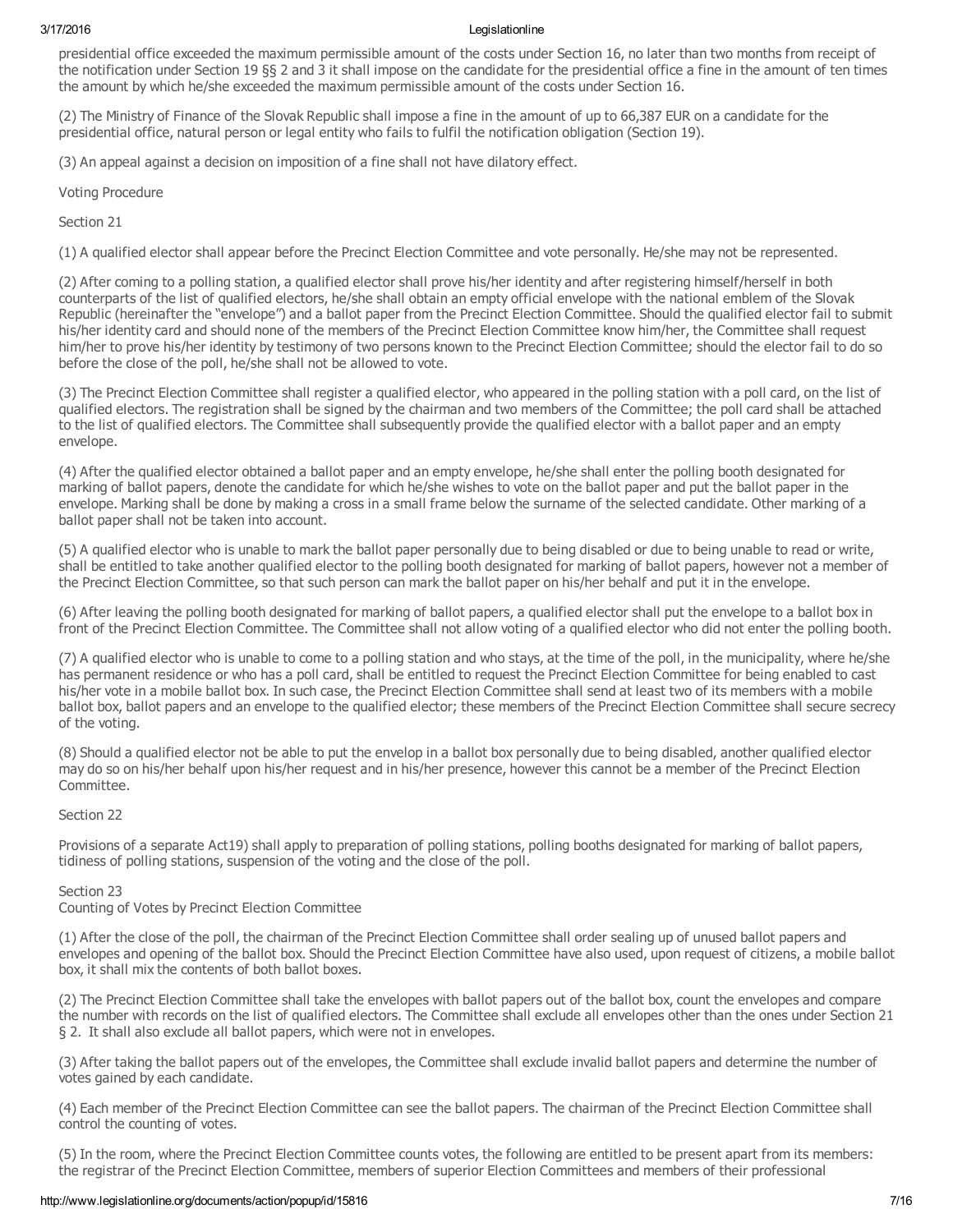presidential office exceeded the maximum permissible amount of the costs under Section 16, no later than two months from receipt of the notification under Section 19 §§ 2 and 3 it shall impose on the candidate for the presidential office a fine in the amount of ten times the amount by which he/she exceeded the maximum permissible amount of the costs under Section 16.

(2) The Ministry of Finance of the Slovak Republic shall impose a fine in the amount of up to 66,387 EUR on a candidate for the presidential office, natural person or legal entity who fails to fulfil the notification obligation (Section 19).

(3) An appeal against a decision on imposition of a fine shall not have dilatory effect.

Voting Procedure

Section 21

(1) A qualified elector shall appear before the Precinct Election Committee and vote personally. He/she may not be represented.

(2) After coming to a polling station, a qualified elector shall prove his/her identity and after registering himself/herself in both counterparts of the list of qualified electors, he/she shall obtain an empty official envelope with the national emblem of the Slovak Republic (hereinafter the "envelope") and a ballot paper from the Precinct Election Committee. Should the qualified elector fail to submit his/her identity card and should none of the members of the Precinct Election Committee know him/her, the Committee shall request him/her to prove his/her identity by testimony of two persons known to the Precinct Election Committee; should the elector fail to do so before the close of the poll, he/she shall not be allowed to vote.

(3) The Precinct Election Committee shall register a qualified elector, who appeared in the polling station with a poll card, on the list of qualified electors. The registration shall be signed by the chairman and two members of the Committee; the poll card shall be attached to the list of qualified electors. The Committee shall subsequently provide the qualified elector with a ballot paper and an empty envelope.

(4) After the qualified elector obtained a ballot paper and an empty envelope, he/she shall enter the polling booth designated for marking of ballot papers, denote the candidate for which he/she wishes to vote on the ballot paper and put the ballot paper in the envelope. Marking shall be done by making a cross in a small frame below the surname of the selected candidate. Other marking of a ballot paper shall not be taken into account.

(5) A qualified elector who is unable to mark the ballot paper personally due to being disabled or due to being unable to read or write, shall be entitled to take another qualified elector to the polling booth designated for marking of ballot papers, however not a member of the Precinct Election Committee, so that such person can mark the ballot paper on his/her behalf and put it in the envelope.

(6) After leaving the polling booth designated for marking of ballot papers, a qualified elector shall put the envelope to a ballot box in front of the Precinct Election Committee. The Committee shall not allow voting of a qualified elector who did not enter the polling booth.

(7) A qualified elector who is unable to come to a polling station and who stays, at the time of the poll, in the municipality, where he/she has permanent residence or who has a poll card, shall be entitled to request the Precinct Election Committee for being enabled to cast his/her vote in a mobile ballot box. In such case, the Precinct Election Committee shall send at least two of its members with a mobile ballot box, ballot papers and an envelope to the qualified elector; these members of the Precinct Election Committee shall secure secrecy of the voting.

(8) Should a qualified elector not be able to put the envelop in a ballot box personally due to being disabled, another qualified elector may do so on his/her behalf upon his/her request and in his/her presence, however this cannot be a member of the Precinct Election Committee.

Section 22

Provisions of a separate Act19) shall apply to preparation of polling stations, polling booths designated for marking of ballot papers, tidiness of polling stations, suspension of the voting and the close of the poll.

Section 23

Counting of Votes by Precinct Election Committee

(1) After the close of the poll, the chairman of the Precinct Election Committee shall order sealing up of unused ballot papers and envelopes and opening of the ballot box. Should the Precinct Election Committee have also used, upon request of citizens, a mobile ballot box, it shall mix the contents of both ballot boxes.

(2) The Precinct Election Committee shall take the envelopes with ballot papers out of the ballot box, count the envelopes and compare the number with records on the list of qualified electors. The Committee shall exclude all envelopes other than the ones under Section 21 § 2. It shall also exclude all ballot papers, which were not in envelopes.

(3) After taking the ballot papers out of the envelopes, the Committee shall exclude invalid ballot papers and determine the number of votes gained by each candidate.

(4) Each member of the Precinct Election Committee can see the ballot papers. The chairman of the Precinct Election Committee shall control the counting of votes.

(5) In the room, where the Precinct Election Committee counts votes, the following are entitled to be present apart from its members: the registrar of the Precinct Election Committee, members of superior Election Committees and members of their professional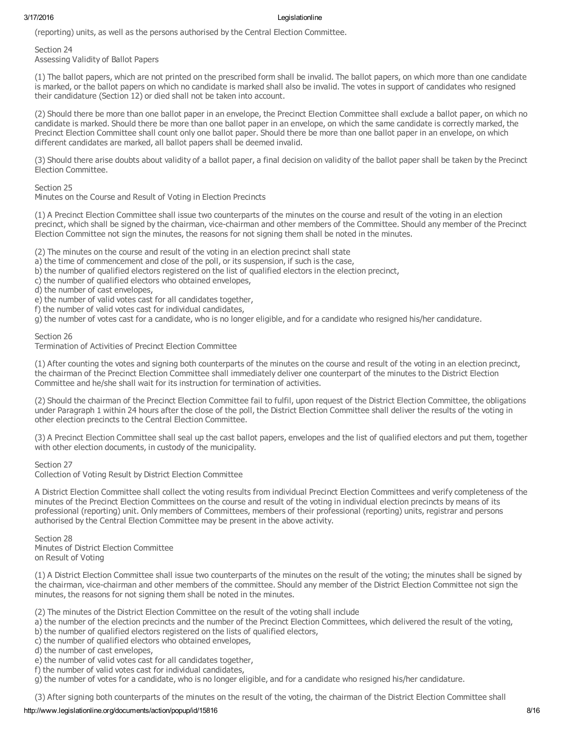(reporting) units, as well as the persons authorised by the Central Election Committee.

## Section 24
### Assessing Validity of Ballot Papers

(1) The ballot papers, which are not printed on the prescribed form shall be invalid. The ballot papers, on which more than one candidate is marked, or the ballot papers on which no candidate is marked shall also be invalid. The votes in support of candidates who resigned their candidature (Section 12) or died shall not be taken into account.

(2) Should there be more than one ballot paper in an envelope, the Precinct Election Committee shall exclude a ballot paper, on which no candidate is marked. Should there be more than one ballot paper in an envelope, on which the same candidate is correctly marked, the Precinct Election Committee shall count only one ballot paper. Should there be more than one ballot paper in an envelope, on which different candidates are marked, all ballot papers shall be deemed invalid.

(3) Should there arise doubts about validity of a ballot paper, a final decision on validity of the ballot paper shall be taken by the Precinct Election Committee.

## Section 25
### Minutes on the Course and Result of Voting in Election Precincts

(1) A Precinct Election Committee shall issue two counterparts of the minutes on the course and result of the voting in an election precinct, which shall be signed by the chairman, vice-chairman and other members of the Committee. Should any member of the Precinct Election Committee not sign the minutes, the reasons for not signing them shall be noted in the minutes.

(2) The minutes on the course and result of the voting in an election precinct shall state
a) the time of commencement and close of the poll, or its suspension, if such is the case,
b) the number of qualified electors registered on the list of qualified electors in the election precinct,
c) the number of qualified electors who obtained envelopes,
d) the number of cast envelopes,
e) the number of valid votes cast for all candidates together,
f) the number of valid votes cast for individual candidates,
g) the number of votes cast for a candidate, who is no longer eligible, and for a candidate who resigned his/her candidature.

## Section 26
### Termination of Activities of Precinct Election Committee

(1) After counting the votes and signing both counterparts of the minutes on the course and result of the voting in an election precinct, the chairman of the Precinct Election Committee shall immediately deliver one counterpart of the minutes to the District Election Committee and he/she shall wait for its instruction for termination of activities.

(2) Should the chairman of the Precinct Election Committee fail to fulfil, upon request of the District Election Committee, the obligations under Paragraph 1 within 24 hours after the close of the poll, the District Election Committee shall deliver the results of the voting in other election precincts to the Central Election Committee.

(3) A Precinct Election Committee shall seal up the cast ballot papers, envelopes and the list of qualified electors and put them, together with other election documents, in custody of the municipality.

## Section 27
### Collection of Voting Result by District Election Committee

A District Election Committee shall collect the voting results from individual Precinct Election Committees and verify completeness of the minutes of the Precinct Election Committees on the course and result of the voting in individual election precincts by means of its professional (reporting) unit. Only members of Committees, members of their professional (reporting) units, registrar and persons authorised by the Central Election Committee may be present in the above activity.

## Section 28
### Minutes of District Election Committee on Result of Voting

(1) A District Election Committee shall issue two counterparts of the minutes on the result of the voting; the minutes shall be signed by the chairman, vice-chairman and other members of the committee. Should any member of the District Election Committee not sign the minutes, the reasons for not signing them shall be noted in the minutes.

(2) The minutes of the District Election Committee on the result of the voting shall include
a) the number of the election precincts and the number of the Precinct Election Committees, which delivered the result of the voting,
b) the number of qualified electors registered on the lists of qualified electors,
c) the number of qualified electors who obtained envelopes,
d) the number of cast envelopes,
e) the number of valid votes cast for all candidates together,
f) the number of valid votes cast for individual candidates,
g) the number of votes for a candidate, who is no longer eligible, and for a candidate who resigned his/her candidature.

(3) After signing both counterparts of the minutes on the result of the voting, the chairman of the District Election Committee shall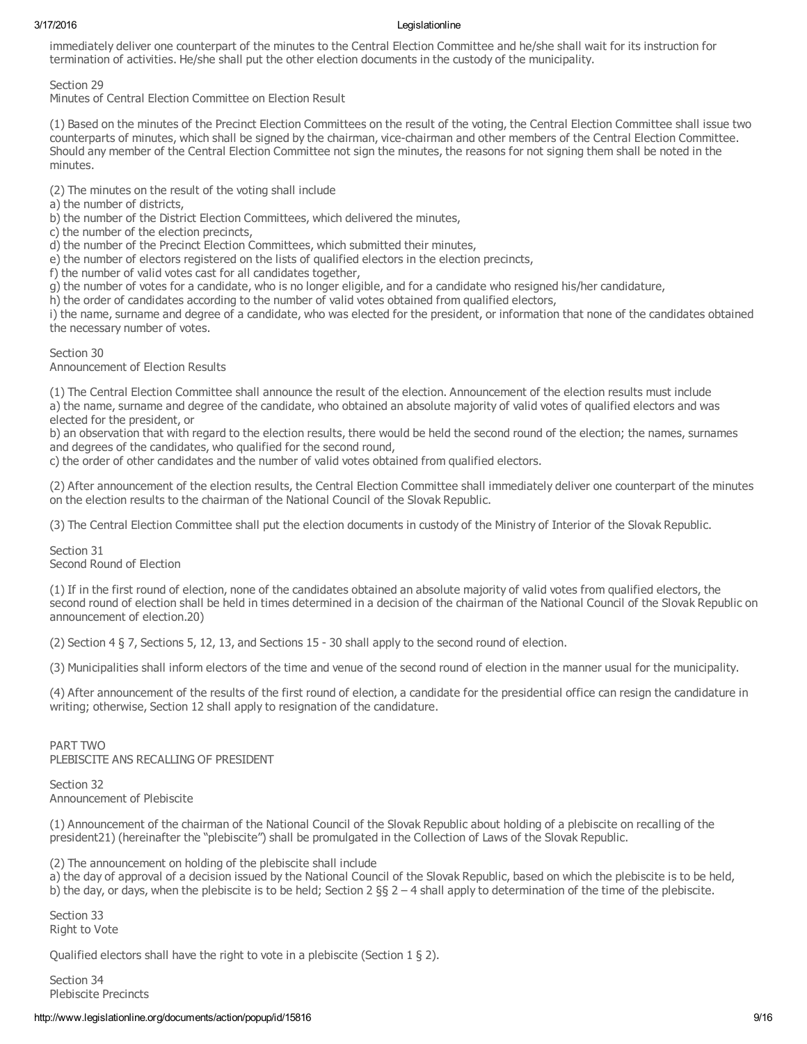immediately deliver one counterpart of the minutes to the Central Election Committee and he/she shall wait for its instruction for termination of activities. He/she shall put the other election documents in the custody of the municipality.

Section 29
Minutes of Central Election Committee on Election Result

(1) Based on the minutes of the Precinct Election Committees on the result of the voting, the Central Election Committee shall issue two counterparts of minutes, which shall be signed by the chairman, vice-chairman and other members of the Central Election Committee. Should any member of the Central Election Committee not sign the minutes, the reasons for not signing them shall be noted in the minutes.

(2) The minutes on the result of the voting shall include
a) the number of districts,
b) the number of the District Election Committees, which delivered the minutes,
c) the number of the election precincts,
d) the number of the Precinct Election Committees, which submitted their minutes,
e) the number of electors registered on the lists of qualified electors in the election precincts,
f) the number of valid votes cast for all candidates together,
g) the number of votes for a candidate, who is no longer eligible, and for a candidate who resigned his/her candidature,
h) the order of candidates according to the number of valid votes obtained from qualified electors,
i) the name, surname and degree of a candidate, who was elected for the president, or information that none of the candidates obtained the necessary number of votes.

Section 30
Announcement of Election Results

(1) The Central Election Committee shall announce the result of the election. Announcement of the election results must include
a) the name, surname and degree of the candidate, who obtained an absolute majority of valid votes of qualified electors and was elected for the president, or
b) an observation that with regard to the election results, there would be held the second round of the election; the names, surnames and degrees of the candidates, who qualified for the second round,
c) the order of other candidates and the number of valid votes obtained from qualified electors.

(2) After announcement of the election results, the Central Election Committee shall immediately deliver one counterpart of the minutes on the election results to the chairman of the National Council of the Slovak Republic.

(3) The Central Election Committee shall put the election documents in custody of the Ministry of Interior of the Slovak Republic.

Section 31
Second Round of Election

(1) If in the first round of election, none of the candidates obtained an absolute majority of valid votes from qualified electors, the second round of election shall be held in times determined in a decision of the chairman of the National Council of the Slovak Republic on announcement of election.20)

(2) Section 4 § 7, Sections 5, 12, 13, and Sections 15 - 30 shall apply to the second round of election.

(3) Municipalities shall inform electors of the time and venue of the second round of election in the manner usual for the municipality.

(4) After announcement of the results of the first round of election, a candidate for the presidential office can resign the candidature in writing; otherwise, Section 12 shall apply to resignation of the candidature.

PART TWO
PLEBISCITE ANS RECALLING OF PRESIDENT

Section 32
Announcement of Plebiscite

(1) Announcement of the chairman of the National Council of the Slovak Republic about holding of a plebiscite on recalling of the president21) (hereinafter the "plebiscite") shall be promulgated in the Collection of Laws of the Slovak Republic.

(2) The announcement on holding of the plebiscite shall include
a) the day of approval of a decision issued by the National Council of the Slovak Republic, based on which the plebiscite is to be held,
b) the day, or days, when the plebiscite is to be held; Section 2 §§ 2 – 4 shall apply to determination of the time of the plebiscite.

Section 33
Right to Vote

Qualified electors shall have the right to vote in a plebiscite (Section 1 § 2).

Section 34
Plebiscite Precincts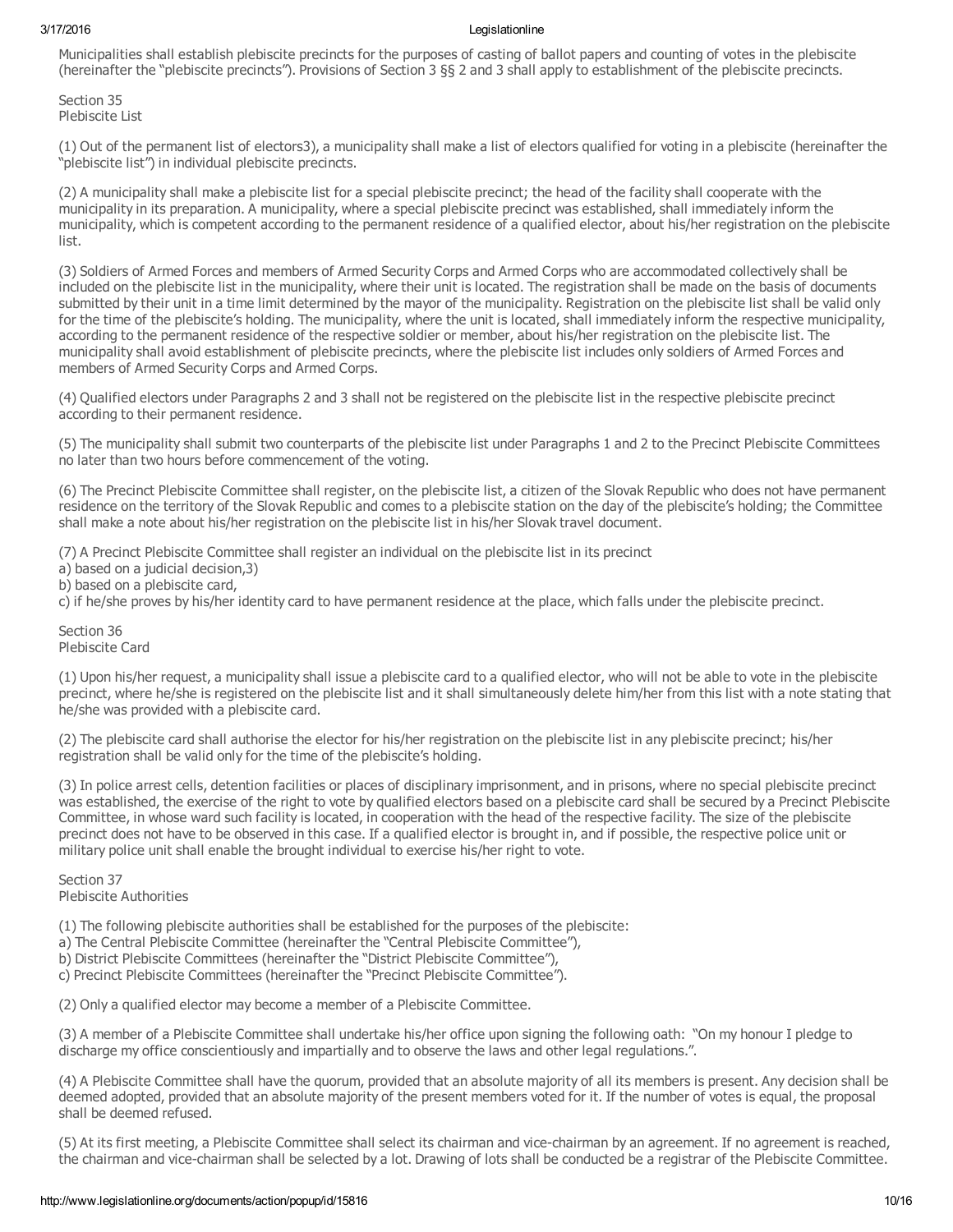Municipalities shall establish plebiscite precincts for the purposes of casting of ballot papers and counting of votes in the plebiscite (hereinafter the "plebiscite precincts"). Provisions of Section 3 §§ 2 and 3 shall apply to establishment of the plebiscite precincts.

Section 35
Plebiscite List

(1) Out of the permanent list of electors3), a municipality shall make a list of electors qualified for voting in a plebiscite (hereinafter the "plebiscite list") in individual plebiscite precincts.

(2) A municipality shall make a plebiscite list for a special plebiscite precinct; the head of the facility shall cooperate with the municipality in its preparation. A municipality, where a special plebiscite precinct was established, shall immediately inform the municipality, which is competent according to the permanent residence of a qualified elector, about his/her registration on the plebiscite list.

(3) Soldiers of Armed Forces and members of Armed Security Corps and Armed Corps who are accommodated collectively shall be included on the plebiscite list in the municipality, where their unit is located. The registration shall be made on the basis of documents submitted by their unit in a time limit determined by the mayor of the municipality. Registration on the plebiscite list shall be valid only for the time of the plebiscite's holding. The municipality, where the unit is located, shall immediately inform the respective municipality, according to the permanent residence of the respective soldier or member, about his/her registration on the plebiscite list. The municipality shall avoid establishment of plebiscite precincts, where the plebiscite list includes only soldiers of Armed Forces and members of Armed Security Corps and Armed Corps.

(4) Qualified electors under Paragraphs 2 and 3 shall not be registered on the plebiscite list in the respective plebiscite precinct according to their permanent residence.

(5) The municipality shall submit two counterparts of the plebiscite list under Paragraphs 1 and 2 to the Precinct Plebiscite Committees no later than two hours before commencement of the voting.

(6) The Precinct Plebiscite Committee shall register, on the plebiscite list, a citizen of the Slovak Republic who does not have permanent residence on the territory of the Slovak Republic and comes to a plebiscite station on the day of the plebiscite's holding; the Committee shall make a note about his/her registration on the plebiscite list in his/her Slovak travel document.

(7) A Precinct Plebiscite Committee shall register an individual on the plebiscite list in its precinct
a) based on a judicial decision,3)
b) based on a plebiscite card,
c) if he/she proves by his/her identity card to have permanent residence at the place, which falls under the plebiscite precinct.

Section 36
Plebiscite Card

(1) Upon his/her request, a municipality shall issue a plebiscite card to a qualified elector, who will not be able to vote in the plebiscite precinct, where he/she is registered on the plebiscite list and it shall simultaneously delete him/her from this list with a note stating that he/she was provided with a plebiscite card.

(2) The plebiscite card shall authorise the elector for his/her registration on the plebiscite list in any plebiscite precinct; his/her registration shall be valid only for the time of the plebiscite's holding.

(3) In police arrest cells, detention facilities or places of disciplinary imprisonment, and in prisons, where no special plebiscite precinct was established, the exercise of the right to vote by qualified electors based on a plebiscite card shall be secured by a Precinct Plebiscite Committee, in whose ward such facility is located, in cooperation with the head of the respective facility. The size of the plebiscite precinct does not have to be observed in this case. If a qualified elector is brought in, and if possible, the respective police unit or military police unit shall enable the brought individual to exercise his/her right to vote.

Section 37
Plebiscite Authorities

(1) The following plebiscite authorities shall be established for the purposes of the plebiscite:
a) The Central Plebiscite Committee (hereinafter the "Central Plebiscite Committee"),
b) District Plebiscite Committees (hereinafter the "District Plebiscite Committee"),
c) Precinct Plebiscite Committees (hereinafter the "Precinct Plebiscite Committee").

(2) Only a qualified elector may become a member of a Plebiscite Committee.

(3) A member of a Plebiscite Committee shall undertake his/her office upon signing the following oath: "On my honour I pledge to discharge my office conscientiously and impartially and to observe the laws and other legal regulations.".

(4) A Plebiscite Committee shall have the quorum, provided that an absolute majority of all its members is present. Any decision shall be deemed adopted, provided that an absolute majority of the present members voted for it. If the number of votes is equal, the proposal shall be deemed refused.

(5) At its first meeting, a Plebiscite Committee shall select its chairman and vice-chairman by an agreement. If no agreement is reached, the chairman and vice-chairman shall be selected by a lot. Drawing of lots shall be conducted be a registrar of the Plebiscite Committee.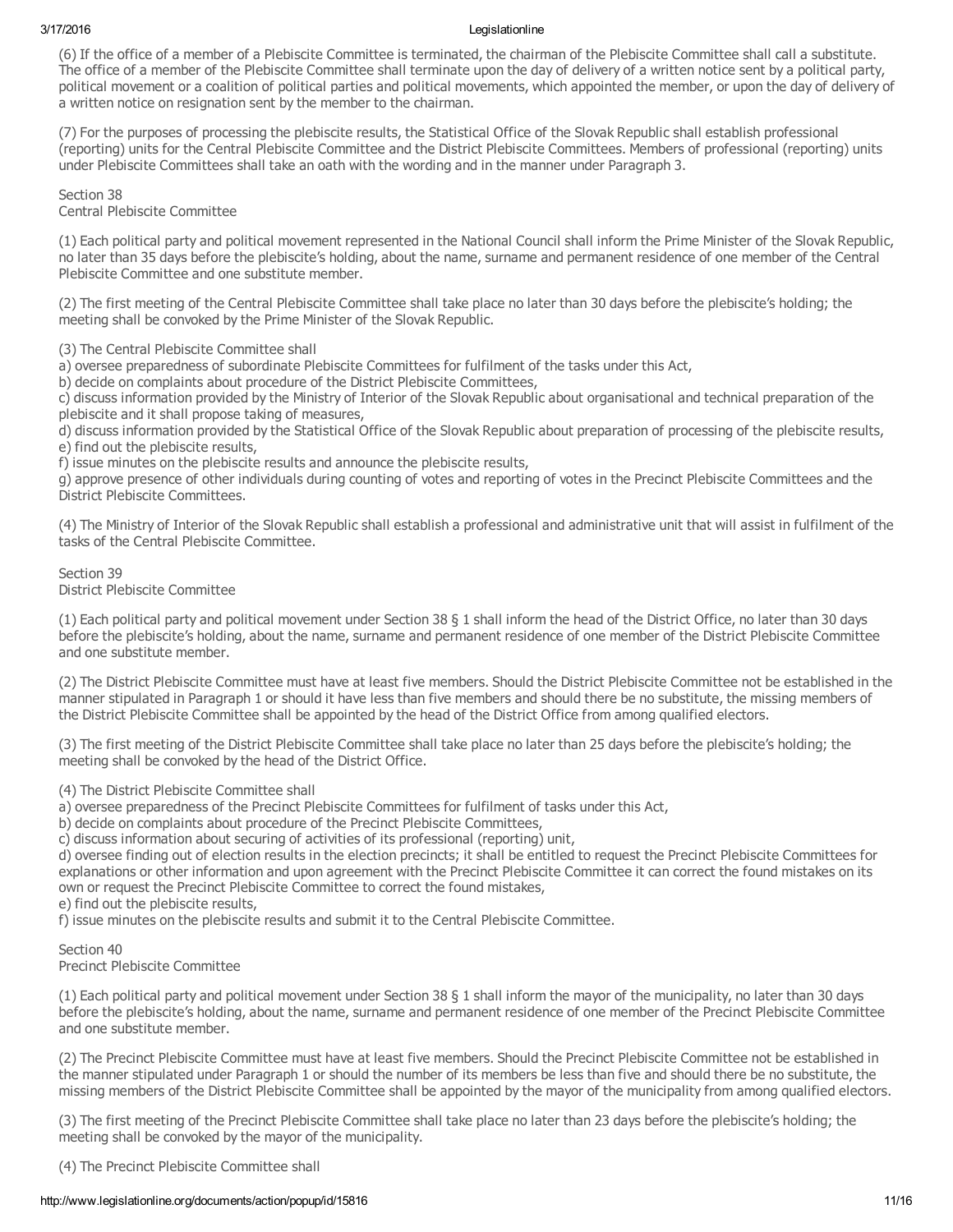(6) If the office of a member of a Plebiscite Committee is terminated, the chairman of the Plebiscite Committee shall call a substitute. The office of a member of the Plebiscite Committee shall terminate upon the day of delivery of a written notice sent by a political party, political movement or a coalition of political parties and political movements, which appointed the member, or upon the day of delivery of a written notice on resignation sent by the member to the chairman.

(7) For the purposes of processing the plebiscite results, the Statistical Office of the Slovak Republic shall establish professional (reporting) units for the Central Plebiscite Committee and the District Plebiscite Committees. Members of professional (reporting) units under Plebiscite Committees shall take an oath with the wording and in the manner under Paragraph 3.

Section 38
Central Plebiscite Committee

(1) Each political party and political movement represented in the National Council shall inform the Prime Minister of the Slovak Republic, no later than 35 days before the plebiscite's holding, about the name, surname and permanent residence of one member of the Central Plebiscite Committee and one substitute member.

(2) The first meeting of the Central Plebiscite Committee shall take place no later than 30 days before the plebiscite's holding; the meeting shall be convoked by the Prime Minister of the Slovak Republic.

(3) The Central Plebiscite Committee shall
a) oversee preparedness of subordinate Plebiscite Committees for fulfilment of the tasks under this Act,
b) decide on complaints about procedure of the District Plebiscite Committees,
c) discuss information provided by the Ministry of Interior of the Slovak Republic about organisational and technical preparation of the plebiscite and it shall propose taking of measures,
d) discuss information provided by the Statistical Office of the Slovak Republic about preparation of processing of the plebiscite results,
e) find out the plebiscite results,
f) issue minutes on the plebiscite results and announce the plebiscite results,
g) approve presence of other individuals during counting of votes and reporting of votes in the Precinct Plebiscite Committees and the District Plebiscite Committees.

(4) The Ministry of Interior of the Slovak Republic shall establish a professional and administrative unit that will assist in fulfilment of the tasks of the Central Plebiscite Committee.

Section 39
District Plebiscite Committee

(1) Each political party and political movement under Section 38 § 1 shall inform the head of the District Office, no later than 30 days before the plebiscite's holding, about the name, surname and permanent residence of one member of the District Plebiscite Committee and one substitute member.

(2) The District Plebiscite Committee must have at least five members. Should the District Plebiscite Committee not be established in the manner stipulated in Paragraph 1 or should it have less than five members and should there be no substitute, the missing members of the District Plebiscite Committee shall be appointed by the head of the District Office from among qualified electors.

(3) The first meeting of the District Plebiscite Committee shall take place no later than 25 days before the plebiscite's holding; the meeting shall be convoked by the head of the District Office.

(4) The District Plebiscite Committee shall
a) oversee preparedness of the Precinct Plebiscite Committees for fulfilment of tasks under this Act,
b) decide on complaints about procedure of the Precinct Plebiscite Committees,
c) discuss information about securing of activities of its professional (reporting) unit,
d) oversee finding out of election results in the election precincts; it shall be entitled to request the Precinct Plebiscite Committees for explanations or other information and upon agreement with the Precinct Plebiscite Committee it can correct the found mistakes on its own or request the Precinct Plebiscite Committee to correct the found mistakes,
e) find out the plebiscite results,
f) issue minutes on the plebiscite results and submit it to the Central Plebiscite Committee.

Section 40
Precinct Plebiscite Committee

(1) Each political party and political movement under Section 38 § 1 shall inform the mayor of the municipality, no later than 30 days before the plebiscite's holding, about the name, surname and permanent residence of one member of the Precinct Plebiscite Committee and one substitute member.

(2) The Precinct Plebiscite Committee must have at least five members. Should the Precinct Plebiscite Committee not be established in the manner stipulated under Paragraph 1 or should the number of its members be less than five and should there be no substitute, the missing members of the District Plebiscite Committee shall be appointed by the mayor of the municipality from among qualified electors.

(3) The first meeting of the Precinct Plebiscite Committee shall take place no later than 23 days before the plebiscite's holding; the meeting shall be convoked by the mayor of the municipality.

(4) The Precinct Plebiscite Committee shall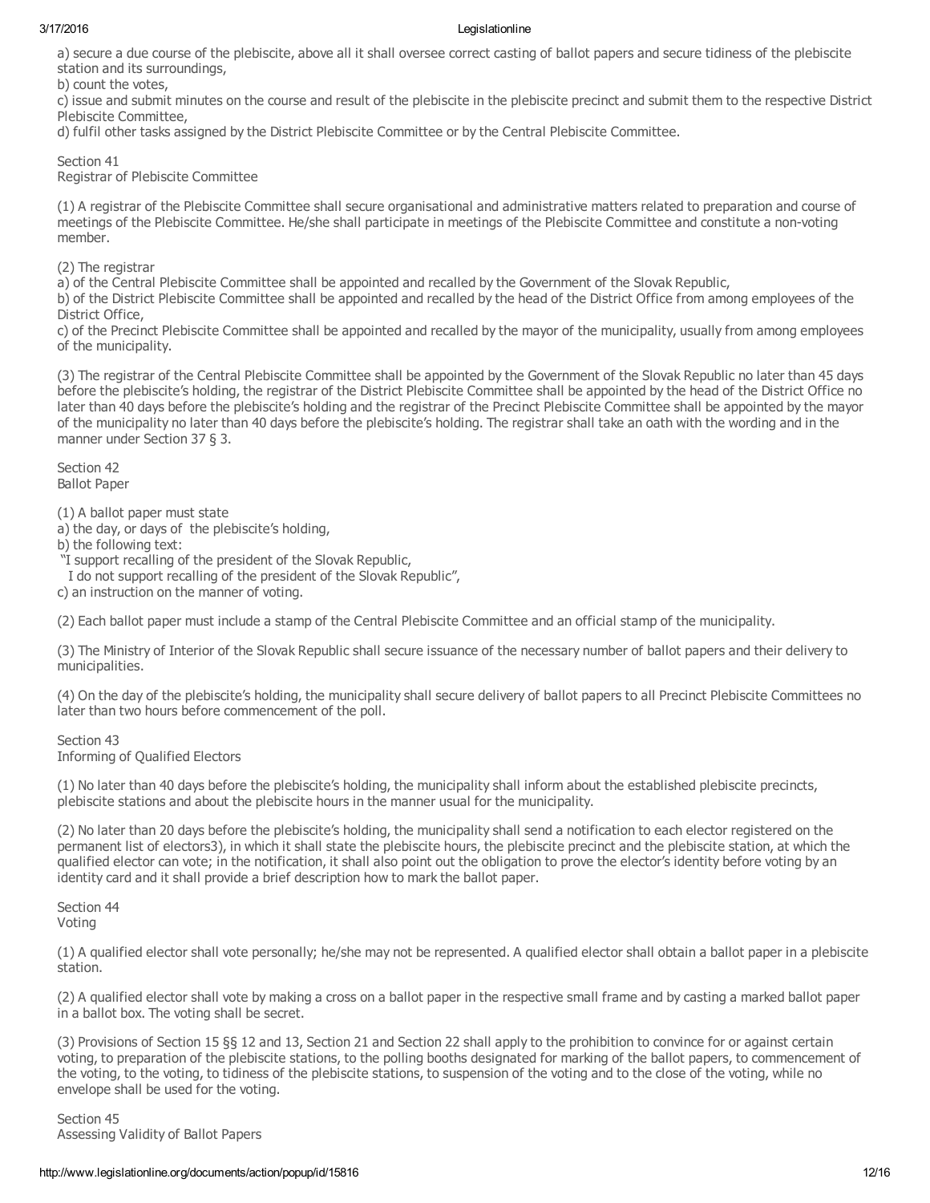a) secure a due course of the plebiscite, above all it shall oversee correct casting of ballot papers and secure tidiness of the plebiscite station and its surroundings,

b) count the votes,

c) issue and submit minutes on the course and result of the plebiscite in the plebiscite precinct and submit them to the respective District Plebiscite Committee,

d) fulfil other tasks assigned by the District Plebiscite Committee or by the Central Plebiscite Committee.

Section 41
Registrar of Plebiscite Committee

(1) A registrar of the Plebiscite Committee shall secure organisational and administrative matters related to preparation and course of meetings of the Plebiscite Committee. He/she shall participate in meetings of the Plebiscite Committee and constitute a non-voting member.

(2) The registrar

a) of the Central Plebiscite Committee shall be appointed and recalled by the Government of the Slovak Republic,

b) of the District Plebiscite Committee shall be appointed and recalled by the head of the District Office from among employees of the District Office,

c) of the Precinct Plebiscite Committee shall be appointed and recalled by the mayor of the municipality, usually from among employees of the municipality.

(3) The registrar of the Central Plebiscite Committee shall be appointed by the Government of the Slovak Republic no later than 45 days before the plebiscite's holding, the registrar of the District Plebiscite Committee shall be appointed by the head of the District Office no later than 40 days before the plebiscite's holding and the registrar of the Precinct Plebiscite Committee shall be appointed by the mayor of the municipality no later than 40 days before the plebiscite's holding. The registrar shall take an oath with the wording and in the manner under Section 37 § 3.

Section 42
Ballot Paper

(1) A ballot paper must state

a) the day, or days of the plebiscite's holding,

b) the following text:

"I support recalling of the president of the Slovak Republic,
I do not support recalling of the president of the Slovak Republic",

c) an instruction on the manner of voting.

(2) Each ballot paper must include a stamp of the Central Plebiscite Committee and an official stamp of the municipality.

(3) The Ministry of Interior of the Slovak Republic shall secure issuance of the necessary number of ballot papers and their delivery to municipalities.

(4) On the day of the plebiscite's holding, the municipality shall secure delivery of ballot papers to all Precinct Plebiscite Committees no later than two hours before commencement of the poll.

Section 43
Informing of Qualified Electors

(1) No later than 40 days before the plebiscite's holding, the municipality shall inform about the established plebiscite precincts, plebiscite stations and about the plebiscite hours in the manner usual for the municipality.

(2) No later than 20 days before the plebiscite's holding, the municipality shall send a notification to each elector registered on the permanent list of electors3), in which it shall state the plebiscite hours, the plebiscite precinct and the plebiscite station, at which the qualified elector can vote; in the notification, it shall also point out the obligation to prove the elector's identity before voting by an identity card and it shall provide a brief description how to mark the ballot paper.

Section 44
Voting

(1) A qualified elector shall vote personally; he/she may not be represented. A qualified elector shall obtain a ballot paper in a plebiscite station.

(2) A qualified elector shall vote by making a cross on a ballot paper in the respective small frame and by casting a marked ballot paper in a ballot box. The voting shall be secret.

(3) Provisions of Section 15 §§ 12 and 13, Section 21 and Section 22 shall apply to the prohibition to convince for or against certain voting, to preparation of the plebiscite stations, to the polling booths designated for marking of the ballot papers, to commencement of the voting, to the voting, to tidiness of the plebiscite stations, to suspension of the voting and to the close of the voting, while no envelope shall be used for the voting.

Section 45
Assessing Validity of Ballot Papers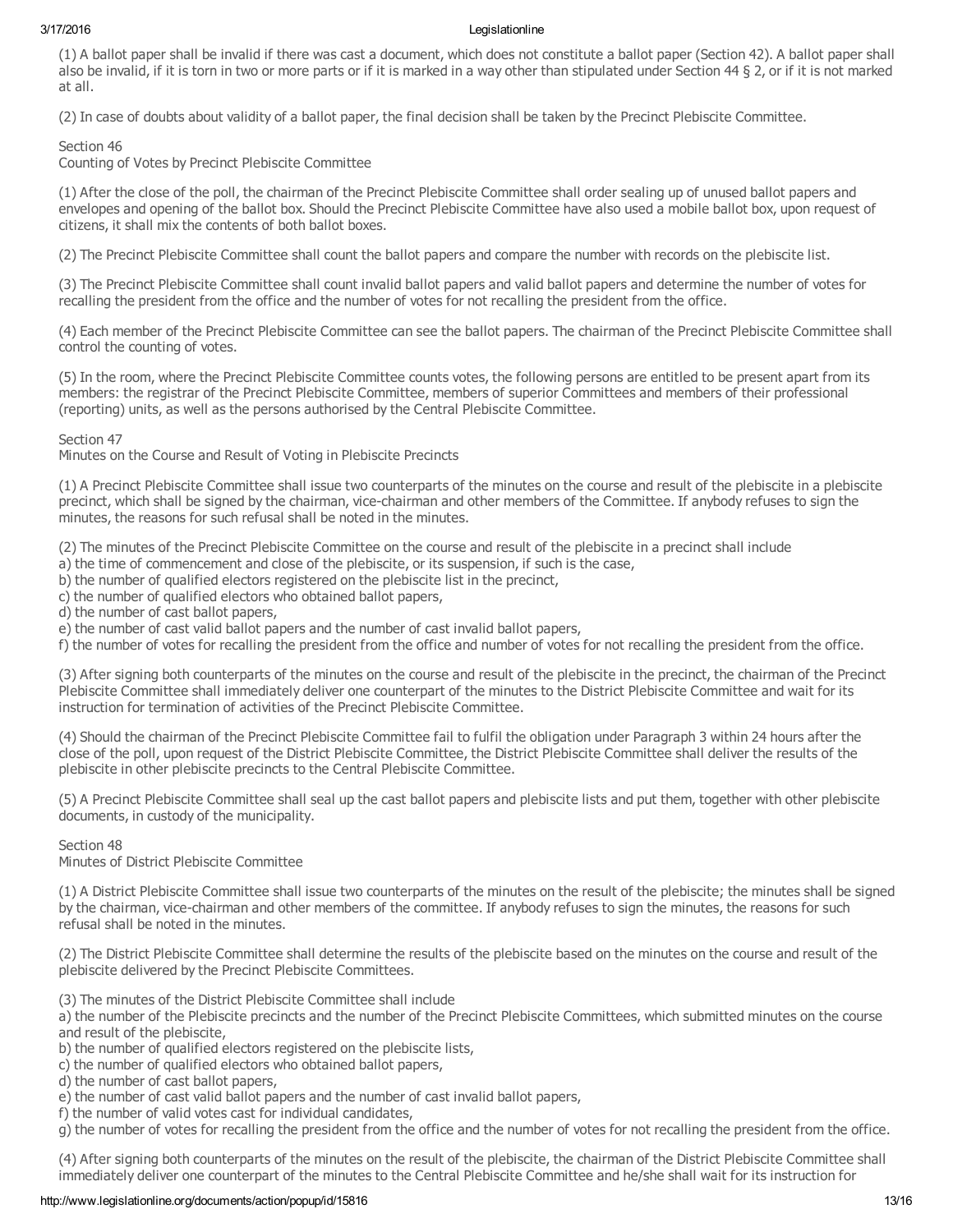(1) A ballot paper shall be invalid if there was cast a document, which does not constitute a ballot paper (Section 42). A ballot paper shall also be invalid, if it is torn in two or more parts or if it is marked in a way other than stipulated under Section 44 § 2, or if it is not marked at all.

(2) In case of doubts about validity of a ballot paper, the final decision shall be taken by the Precinct Plebiscite Committee.

Section 46
Counting of Votes by Precinct Plebiscite Committee

(1) After the close of the poll, the chairman of the Precinct Plebiscite Committee shall order sealing up of unused ballot papers and envelopes and opening of the ballot box. Should the Precinct Plebiscite Committee have also used a mobile ballot box, upon request of citizens, it shall mix the contents of both ballot boxes.

(2) The Precinct Plebiscite Committee shall count the ballot papers and compare the number with records on the plebiscite list.

(3) The Precinct Plebiscite Committee shall count invalid ballot papers and valid ballot papers and determine the number of votes for recalling the president from the office and the number of votes for not recalling the president from the office.

(4) Each member of the Precinct Plebiscite Committee can see the ballot papers. The chairman of the Precinct Plebiscite Committee shall control the counting of votes.

(5) In the room, where the Precinct Plebiscite Committee counts votes, the following persons are entitled to be present apart from its members: the registrar of the Precinct Plebiscite Committee, members of superior Committees and members of their professional (reporting) units, as well as the persons authorised by the Central Plebiscite Committee.

Section 47
Minutes on the Course and Result of Voting in Plebiscite Precincts

(1) A Precinct Plebiscite Committee shall issue two counterparts of the minutes on the course and result of the plebiscite in a plebiscite precinct, which shall be signed by the chairman, vice-chairman and other members of the Committee. If anybody refuses to sign the minutes, the reasons for such refusal shall be noted in the minutes.

(2) The minutes of the Precinct Plebiscite Committee on the course and result of the plebiscite in a precinct shall include
a) the time of commencement and close of the plebiscite, or its suspension, if such is the case,
b) the number of qualified electors registered on the plebiscite list in the precinct,
c) the number of qualified electors who obtained ballot papers,
d) the number of cast ballot papers,
e) the number of cast valid ballot papers and the number of cast invalid ballot papers,
f) the number of votes for recalling the president from the office and number of votes for not recalling the president from the office.

(3) After signing both counterparts of the minutes on the course and result of the plebiscite in the precinct, the chairman of the Precinct Plebiscite Committee shall immediately deliver one counterpart of the minutes to the District Plebiscite Committee and wait for its instruction for termination of activities of the Precinct Plebiscite Committee.

(4) Should the chairman of the Precinct Plebiscite Committee fail to fulfil the obligation under Paragraph 3 within 24 hours after the close of the poll, upon request of the District Plebiscite Committee, the District Plebiscite Committee shall deliver the results of the plebiscite in other plebiscite precincts to the Central Plebiscite Committee.

(5) A Precinct Plebiscite Committee shall seal up the cast ballot papers and plebiscite lists and put them, together with other plebiscite documents, in custody of the municipality.

Section 48
Minutes of District Plebiscite Committee

(1) A District Plebiscite Committee shall issue two counterparts of the minutes on the result of the plebiscite; the minutes shall be signed by the chairman, vice-chairman and other members of the committee. If anybody refuses to sign the minutes, the reasons for such refusal shall be noted in the minutes.

(2) The District Plebiscite Committee shall determine the results of the plebiscite based on the minutes on the course and result of the plebiscite delivered by the Precinct Plebiscite Committees.

(3) The minutes of the District Plebiscite Committee shall include
a) the number of the Plebiscite precincts and the number of the Precinct Plebiscite Committees, which submitted minutes on the course and result of the plebiscite,
b) the number of qualified electors registered on the plebiscite lists,
c) the number of qualified electors who obtained ballot papers,
d) the number of cast ballot papers,
e) the number of cast valid ballot papers and the number of cast invalid ballot papers,
f) the number of valid votes cast for individual candidates,
g) the number of votes for recalling the president from the office and the number of votes for not recalling the president from the office.

(4) After signing both counterparts of the minutes on the result of the plebiscite, the chairman of the District Plebiscite Committee shall immediately deliver one counterpart of the minutes to the Central Plebiscite Committee and he/she shall wait for its instruction for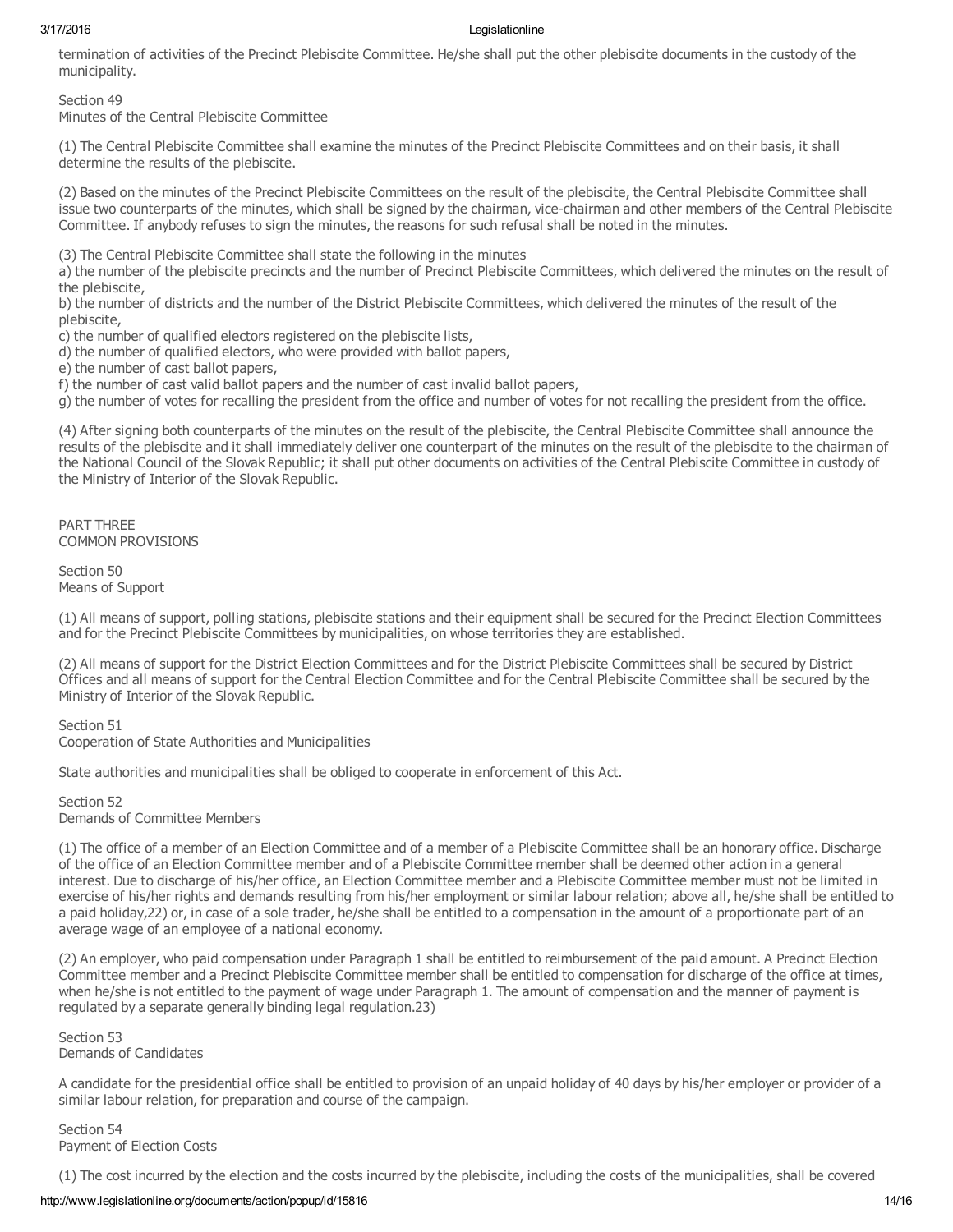termination of activities of the Precinct Plebiscite Committee. He/she shall put the other plebiscite documents in the custody of the municipality.

Section 49
Minutes of the Central Plebiscite Committee

(1) The Central Plebiscite Committee shall examine the minutes of the Precinct Plebiscite Committees and on their basis, it shall determine the results of the plebiscite.

(2) Based on the minutes of the Precinct Plebiscite Committees on the result of the plebiscite, the Central Plebiscite Committee shall issue two counterparts of the minutes, which shall be signed by the chairman, vice-chairman and other members of the Central Plebiscite Committee. If anybody refuses to sign the minutes, the reasons for such refusal shall be noted in the minutes.

(3) The Central Plebiscite Committee shall state the following in the minutes
a) the number of the plebiscite precincts and the number of Precinct Plebiscite Committees, which delivered the minutes on the result of the plebiscite,
b) the number of districts and the number of the District Plebiscite Committees, which delivered the minutes of the result of the plebiscite,
c) the number of qualified electors registered on the plebiscite lists,
d) the number of qualified electors, who were provided with ballot papers,
e) the number of cast ballot papers,
f) the number of cast valid ballot papers and the number of cast invalid ballot papers,
g) the number of votes for recalling the president from the office and number of votes for not recalling the president from the office.

(4) After signing both counterparts of the minutes on the result of the plebiscite, the Central Plebiscite Committee shall announce the results of the plebiscite and it shall immediately deliver one counterpart of the minutes on the result of the plebiscite to the chairman of the National Council of the Slovak Republic; it shall put other documents on activities of the Central Plebiscite Committee in custody of the Ministry of Interior of the Slovak Republic.

PART THREE
COMMON PROVISIONS

Section 50
Means of Support

(1) All means of support, polling stations, plebiscite stations and their equipment shall be secured for the Precinct Election Committees and for the Precinct Plebiscite Committees by municipalities, on whose territories they are established.

(2) All means of support for the District Election Committees and for the District Plebiscite Committees shall be secured by District Offices and all means of support for the Central Election Committee and for the Central Plebiscite Committee shall be secured by the Ministry of Interior of the Slovak Republic.

Section 51
Cooperation of State Authorities and Municipalities

State authorities and municipalities shall be obliged to cooperate in enforcement of this Act.

Section 52
Demands of Committee Members

(1) The office of a member of an Election Committee and of a member of a Plebiscite Committee shall be an honorary office. Discharge of the office of an Election Committee member and of a Plebiscite Committee member shall be deemed other action in a general interest. Due to discharge of his/her office, an Election Committee member and a Plebiscite Committee member must not be limited in exercise of his/her rights and demands resulting from his/her employment or similar labour relation; above all, he/she shall be entitled to a paid holiday,22) or, in case of a sole trader, he/she shall be entitled to a compensation in the amount of a proportionate part of an average wage of an employee of a national economy.

(2) An employer, who paid compensation under Paragraph 1 shall be entitled to reimbursement of the paid amount. A Precinct Election Committee member and a Precinct Plebiscite Committee member shall be entitled to compensation for discharge of the office at times, when he/she is not entitled to the payment of wage under Paragraph 1. The amount of compensation and the manner of payment is regulated by a separate generally binding legal regulation.23)

Section 53
Demands of Candidates

A candidate for the presidential office shall be entitled to provision of an unpaid holiday of 40 days by his/her employer or provider of a similar labour relation, for preparation and course of the campaign.

Section 54
Payment of Election Costs

(1) The cost incurred by the election and the costs incurred by the plebiscite, including the costs of the municipalities, shall be covered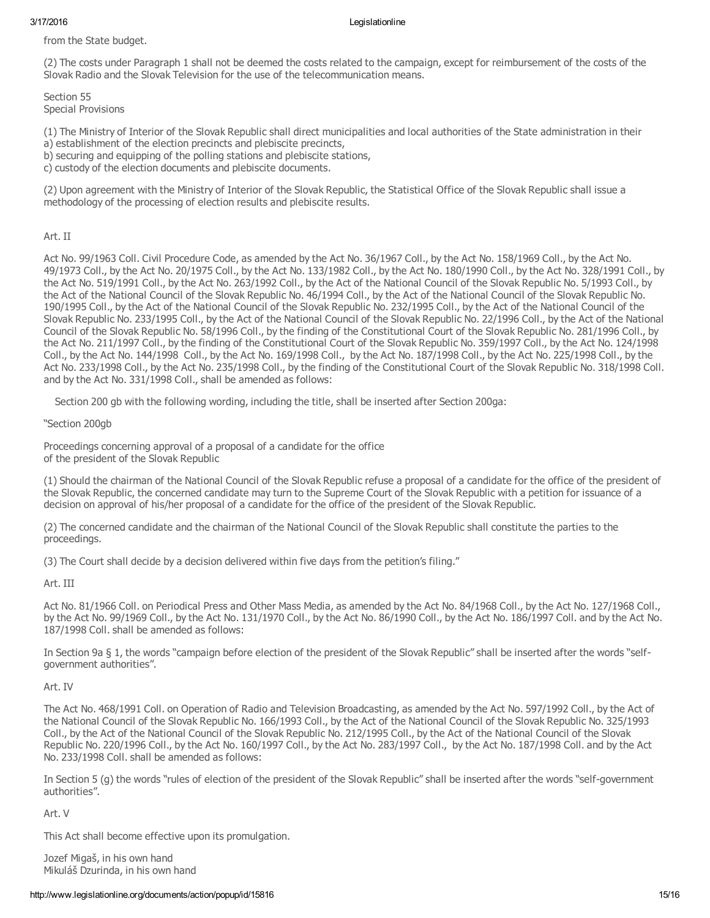from the State budget.

(2) The costs under Paragraph 1 shall not be deemed the costs related to the campaign, except for reimbursement of the costs of the Slovak Radio and the Slovak Television for the use of the telecommunication means.

Section 55
Special Provisions

(1) The Ministry of Interior of the Slovak Republic shall direct municipalities and local authorities of the State administration in their
a) establishment of the election precincts and plebiscite precincts,
b) securing and equipping of the polling stations and plebiscite stations,
c) custody of the election documents and plebiscite documents.

(2) Upon agreement with the Ministry of Interior of the Slovak Republic, the Statistical Office of the Slovak Republic shall issue a methodology of the processing of election results and plebiscite results.

Art. II

Act No. 99/1963 Coll. Civil Procedure Code, as amended by the Act No. 36/1967 Coll., by the Act No. 158/1969 Coll., by the Act No. 49/1973 Coll., by the Act No. 20/1975 Coll., by the Act No. 133/1982 Coll., by the Act No. 180/1990 Coll., by the Act No. 328/1991 Coll., by the Act No. 519/1991 Coll., by the Act No. 263/1992 Coll., by the Act of the National Council of the Slovak Republic No. 5/1993 Coll., by the Act of the National Council of the Slovak Republic No. 46/1994 Coll., by the Act of the National Council of the Slovak Republic No. 190/1995 Coll., by the Act of the National Council of the Slovak Republic No. 232/1995 Coll., by the Act of the National Council of the Slovak Republic No. 233/1995 Coll., by the Act of the National Council of the Slovak Republic No. 22/1996 Coll., by the Act of the National Council of the Slovak Republic No. 58/1996 Coll., by the finding of the Constitutional Court of the Slovak Republic No. 281/1996 Coll., by the Act No. 211/1997 Coll., by the finding of the Constitutional Court of the Slovak Republic No. 359/1997 Coll., by the Act No. 124/1998 Coll., by the Act No. 144/1998 Coll., by the Act No. 169/1998 Coll., by the Act No. 187/1998 Coll., by the Act No. 225/1998 Coll., by the Act No. 233/1998 Coll., by the Act No. 235/1998 Coll., by the finding of the Constitutional Court of the Slovak Republic No. 318/1998 Coll. and by the Act No. 331/1998 Coll., shall be amended as follows:

Section 200 gb with the following wording, including the title, shall be inserted after Section 200ga:

"Section 200gb

Proceedings concerning approval of a proposal of a candidate for the office of the president of the Slovak Republic

(1) Should the chairman of the National Council of the Slovak Republic refuse a proposal of a candidate for the office of the president of the Slovak Republic, the concerned candidate may turn to the Supreme Court of the Slovak Republic with a petition for issuance of a decision on approval of his/her proposal of a candidate for the office of the president of the Slovak Republic.

(2) The concerned candidate and the chairman of the National Council of the Slovak Republic shall constitute the parties to the proceedings.

(3) The Court shall decide by a decision delivered within five days from the petition's filing."

Art. III

Act No. 81/1966 Coll. on Periodical Press and Other Mass Media, as amended by the Act No. 84/1968 Coll., by the Act No. 127/1968 Coll., by the Act No. 99/1969 Coll., by the Act No. 131/1970 Coll., by the Act No. 86/1990 Coll., by the Act No. 186/1997 Coll. and by the Act No. 187/1998 Coll. shall be amended as follows:

In Section 9a § 1, the words "campaign before election of the president of the Slovak Republic" shall be inserted after the words "self-government authorities".

Art. IV

The Act No. 468/1991 Coll. on Operation of Radio and Television Broadcasting, as amended by the Act No. 597/1992 Coll., by the Act of the National Council of the Slovak Republic No. 166/1993 Coll., by the Act of the National Council of the Slovak Republic No. 325/1993 Coll., by the Act of the National Council of the Slovak Republic No. 212/1995 Coll., by the Act of the National Council of the Slovak Republic No. 220/1996 Coll., by the Act No. 160/1997 Coll., by the Act No. 283/1997 Coll., by the Act No. 187/1998 Coll. and by the Act No. 233/1998 Coll. shall be amended as follows:

In Section 5 (g) the words "rules of election of the president of the Slovak Republic" shall be inserted after the words "self-government authorities".

Art. V

This Act shall become effective upon its promulgation.

Jozef Migaš, in his own hand
Mikuláš Dzurinda, in his own hand